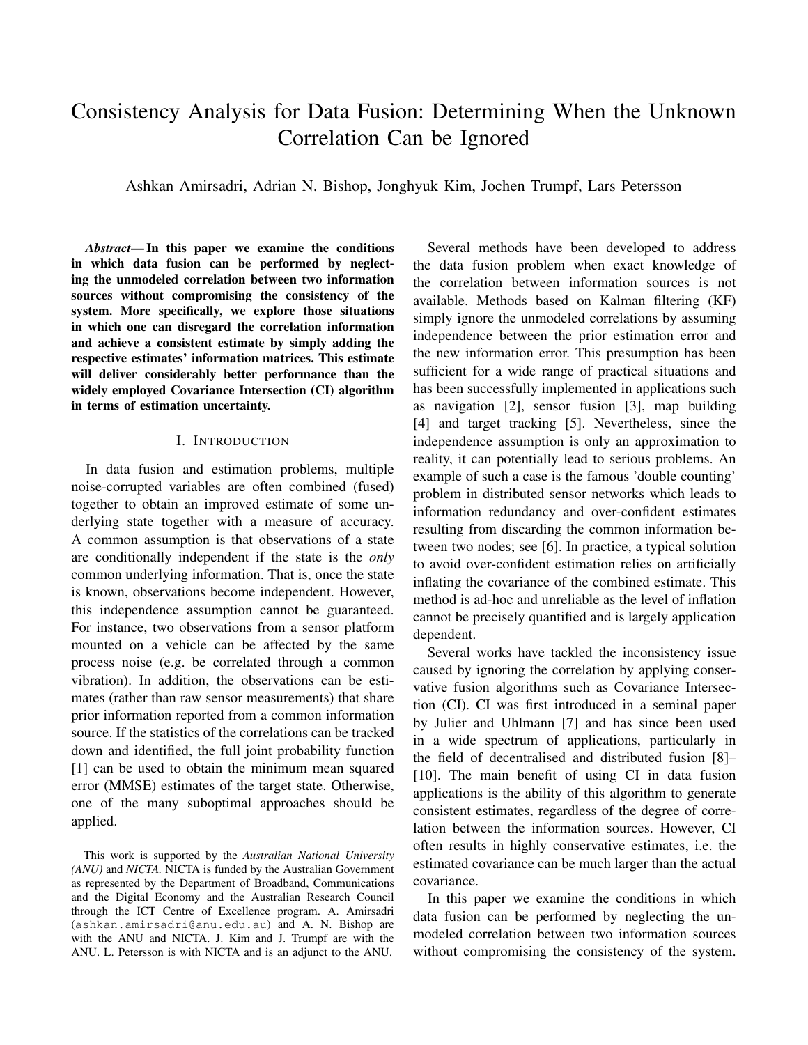# Consistency Analysis for Data Fusion: Determining When the Unknown Correlation Can be Ignored

Ashkan Amirsadri, Adrian N. Bishop, Jonghyuk Kim, Jochen Trumpf, Lars Petersson

***Abstract*— In this paper we examine the conditions in which data fusion can be performed by neglecting the unmodeled correlation between two information sources without compromising the consistency of the system. More specifically, we explore those situations in which one can disregard the correlation information and achieve a consistent estimate by simply adding the respective estimates' information matrices. This estimate will deliver considerably better performance than the widely employed Covariance Intersection (CI) algorithm in terms of estimation uncertainty.**

## I. Introduction

In data fusion and estimation problems, multiple noise-corrupted variables are often combined (fused) together to obtain an improved estimate of some underlying state together with a measure of accuracy. A common assumption is that observations of a state are conditionally independent if the state is the *only* common underlying information. That is, once the state is known, observations become independent. However, this independence assumption cannot be guaranteed. For instance, two observations from a sensor platform mounted on a vehicle can be affected by the same process noise (e.g. be correlated through a common vibration). In addition, the observations can be estimates (rather than raw sensor measurements) that share prior information reported from a common information source. If the statistics of the correlations can be tracked down and identified, the full joint probability function [1] can be used to obtain the minimum mean squared error (MMSE) estimates of the target state. Otherwise, one of the many suboptimal approaches should be applied.

Several methods have been developed to address the data fusion problem when exact knowledge of the correlation between information sources is not available. Methods based on Kalman filtering (KF) simply ignore the unmodeled correlations by assuming independence between the prior estimation error and the new information error. This presumption has been sufficient for a wide range of practical situations and has been successfully implemented in applications such as navigation [2], sensor fusion [3], map building [4] and target tracking [5]. Nevertheless, since the independence assumption is only an approximation to reality, it can potentially lead to serious problems. An example of such a case is the famous 'double counting' problem in distributed sensor networks which leads to information redundancy and over-confident estimates resulting from discarding the common information between two nodes; see [6]. In practice, a typical solution to avoid over-confident estimation relies on artificially inflating the covariance of the combined estimate. This method is ad-hoc and unreliable as the level of inflation cannot be precisely quantified and is largely application dependent.

Several works have tackled the inconsistency issue caused by ignoring the correlation by applying conservative fusion algorithms such as Covariance Intersection (CI). CI was first introduced in a seminal paper by Julier and Uhlmann [7] and has since been used in a wide spectrum of applications, particularly in the field of decentralised and distributed fusion [8]–[10]. The main benefit of using CI in data fusion applications is the ability of this algorithm to generate consistent estimates, regardless of the degree of correlation between the information sources. However, CI often results in highly conservative estimates, i.e. the estimated covariance can be much larger than the actual covariance.

In this paper we examine the conditions in which data fusion can be performed by neglecting the unmodeled correlation between two information sources without compromising the consistency of the system.

This work is supported by the *Australian National University (ANU)* and *NICTA*. NICTA is funded by the Australian Government as represented by the Department of Broadband, Communications and the Digital Economy and the Australian Research Council through the ICT Centre of Excellence program. A. Amirsadri (ashkan.amirsadri@anu.edu.au) and A. N. Bishop are with the ANU and NICTA. J. Kim and J. Trumpf are with the ANU. L. Petersson is with NICTA and is an adjunct to the ANU.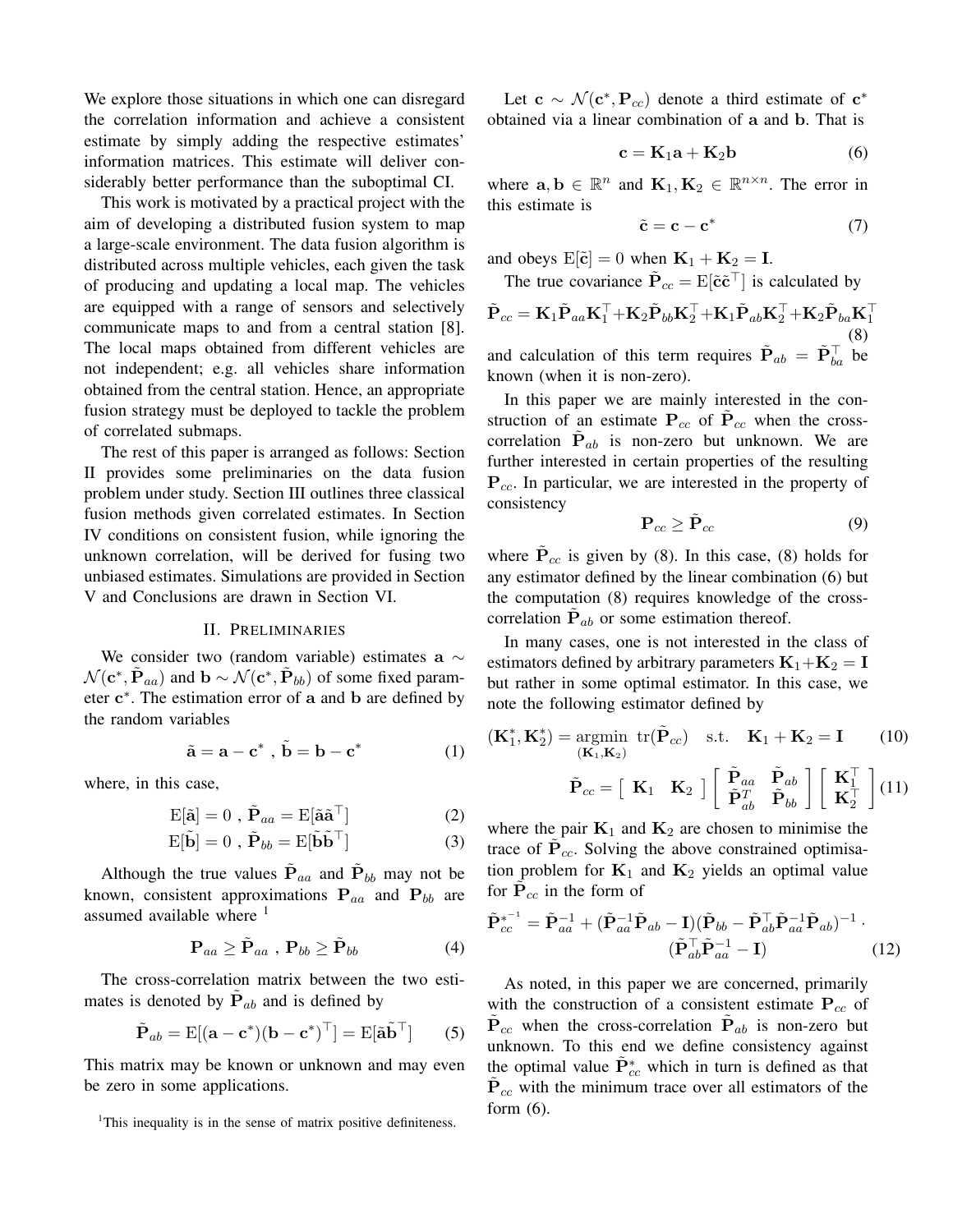We explore those situations in which one can disregard the correlation information and achieve a consistent estimate by simply adding the respective estimates' information matrices. This estimate will deliver considerably better performance than the suboptimal CI.

This work is motivated by a practical project with the aim of developing a distributed fusion system to map a large-scale environment. The data fusion algorithm is distributed across multiple vehicles, each given the task of producing and updating a local map. The vehicles are equipped with a range of sensors and selectively communicate maps to and from a central station [8]. The local maps obtained from different vehicles are not independent; e.g. all vehicles share information obtained from the central station. Hence, an appropriate fusion strategy must be deployed to tackle the problem of correlated submaps.

The rest of this paper is arranged as follows: Section II provides some preliminaries on the data fusion problem under study. Section III outlines three classical fusion methods given correlated estimates. In Section IV conditions on consistent fusion, while ignoring the unknown correlation, will be derived for fusing two unbiased estimates. Simulations are provided in Section V and Conclusions are drawn in Section VI.

## II. Preliminaries

We consider two (random variable) estimates $\mathbf{a} \sim \mathcal{N}(\mathbf{c}^*, \tilde{\mathbf{P}}_{aa})$ and $\mathbf{b} \sim \mathcal{N}(\mathbf{c}^*, \tilde{\mathbf{P}}_{bb})$ of some fixed parameter $\mathbf{c}^*$. The estimation error of $\mathbf{a}$ and $\mathbf{b}$ are defined by the random variables

$$\tilde{\mathbf{a}} = \mathbf{a} - \mathbf{c}^* \ , \ \tilde{\mathbf{b}} = \mathbf{b} - \mathbf{c}^* \tag{1}$$

where, in this case,

$$\mathrm{E}[\tilde{\mathbf{a}}] = 0 \ , \ \tilde{\mathbf{P}}_{aa} = \mathrm{E}[\tilde{\mathbf{a}}\tilde{\mathbf{a}}^\top] \tag{2}$$

$$\mathrm{E}[\tilde{\mathbf{b}}] = 0 \ , \ \tilde{\mathbf{P}}_{bb} = \mathrm{E}[\tilde{\mathbf{b}}\tilde{\mathbf{b}}^\top] \tag{3}$$

Although the true values $\tilde{\mathbf{P}}_{aa}$ and $\tilde{\mathbf{P}}_{bb}$ may not be known, consistent approximations $\mathbf{P}_{aa}$ and $\mathbf{P}_{bb}$ are assumed available where [1]

$$\mathbf{P}_{aa} \geq \tilde{\mathbf{P}}_{aa} \ , \ \mathbf{P}_{bb} \geq \tilde{\mathbf{P}}_{bb} \tag{4}$$

The cross-correlation matrix between the two estimates is denoted by $\tilde{\mathbf{P}}_{ab}$ and is defined by

$$\tilde{\mathbf{P}}_{ab} = \mathrm{E}[(\mathbf{a} - \mathbf{c}^*)(\mathbf{b} - \mathbf{c}^*)^\top] = \mathrm{E}[\tilde{\mathbf{a}}\tilde{\mathbf{b}}^\top] \tag{5}$$

This matrix may be known or unknown and may even be zero in some applications.

[1] This inequality is in the sense of matrix positive definiteness.

Let $\mathbf{c} \sim \mathcal{N}(\mathbf{c}^*, \mathbf{P}_{cc})$ denote a third estimate of $\mathbf{c}^*$ obtained via a linear combination of $\mathbf{a}$ and $\mathbf{b}$. That is

$$\mathbf{c} = \mathbf{K}_1\mathbf{a} + \mathbf{K}_2\mathbf{b} \tag{6}$$

where $\mathbf{a}, \mathbf{b} \in \mathbb{R}^n$ and $\mathbf{K}_1, \mathbf{K}_2 \in \mathbb{R}^{n\times n}$. The error in this estimate is

$$\tilde{\mathbf{c}} = \mathbf{c} - \mathbf{c}^* \tag{7}$$

and obeys $\mathrm{E}[\tilde{\mathbf{c}}] = 0$ when $\mathbf{K}_1 + \mathbf{K}_2 = \mathbf{I}$.

The true covariance $\tilde{\mathbf{P}}_{cc} = \mathrm{E}[\tilde{\mathbf{c}}\tilde{\mathbf{c}}^\top]$ is calculated by

$$\tilde{\mathbf{P}}_{cc} = \mathbf{K}_1\tilde{\mathbf{P}}_{aa}\mathbf{K}_1^\top + \mathbf{K}_2\tilde{\mathbf{P}}_{bb}\mathbf{K}_2^\top + \mathbf{K}_1\tilde{\mathbf{P}}_{ab}\mathbf{K}_2^\top + \mathbf{K}_2\tilde{\mathbf{P}}_{ba}\mathbf{K}_1^\top \tag{8}$$

and calculation of this term requires $\tilde{\mathbf{P}}_{ab} = \tilde{\mathbf{P}}_{ba}^\top$ be known (when it is non-zero).

In this paper we are mainly interested in the construction of an estimate $\mathbf{P}_{cc}$ of $\tilde{\mathbf{P}}_{cc}$ when the cross-correlation $\tilde{\mathbf{P}}_{ab}$ is non-zero but unknown. We are further interested in certain properties of the resulting $\mathbf{P}_{cc}$. In particular, we are interested in the property of consistency

$$\mathbf{P}_{cc} \geq \tilde{\mathbf{P}}_{cc} \tag{9}$$

where $\tilde{\mathbf{P}}_{cc}$ is given by (8). In this case, (8) holds for any estimator defined by the linear combination (6) but the computation (8) requires knowledge of the cross-correlation $\tilde{\mathbf{P}}_{ab}$ or some estimation thereof.

In many cases, one is not interested in the class of estimators defined by arbitrary parameters $\mathbf{K}_1 + \mathbf{K}_2 = \mathbf{I}$ but rather in some optimal estimator. In this case, we note the following estimator defined by

$$(\mathbf{K}_1^*, \mathbf{K}_2^*) = \underset{(\mathbf{K}_1, \mathbf{K}_2)}{\operatorname{argmin}} \ \mathrm{tr}(\tilde{\mathbf{P}}_{cc}) \quad \text{s.t.} \quad \mathbf{K}_1 + \mathbf{K}_2 = \mathbf{I} \tag{10}$$

$$\tilde{\mathbf{P}}_{cc} = \begin{bmatrix} \mathbf{K}_1 & \mathbf{K}_2 \end{bmatrix} \begin{bmatrix} \tilde{\mathbf{P}}_{aa} & \tilde{\mathbf{P}}_{ab} \\ \tilde{\mathbf{P}}_{ab}^T & \tilde{\mathbf{P}}_{bb} \end{bmatrix} \begin{bmatrix} \mathbf{K}_1^\top \\ \mathbf{K}_2^\top \end{bmatrix} \tag{11}$$

where the pair $\mathbf{K}_1$ and $\mathbf{K}_2$ are chosen to minimise the trace of $\tilde{\mathbf{P}}_{cc}$. Solving the above constrained optimisation problem for $\mathbf{K}_1$ and $\mathbf{K}_2$ yields an optimal value for $\tilde{\mathbf{P}}_{cc}$ in the form of

$$\tilde{\mathbf{P}}_{cc}^{*^{-1}} = \tilde{\mathbf{P}}_{aa}^{-1} + (\tilde{\mathbf{P}}_{aa}^{-1}\tilde{\mathbf{P}}_{ab} - \mathbf{I})(\tilde{\mathbf{P}}_{bb} - \tilde{\mathbf{P}}_{ab}^\top\tilde{\mathbf{P}}_{aa}^{-1}\tilde{\mathbf{P}}_{ab})^{-1} \cdot (\tilde{\mathbf{P}}_{ab}^\top\tilde{\mathbf{P}}_{aa}^{-1} - \mathbf{I}) \tag{12}$$

As noted, in this paper we are concerned, primarily with the construction of a consistent estimate $\mathbf{P}_{cc}$ of $\tilde{\mathbf{P}}_{cc}$ when the cross-correlation $\tilde{\mathbf{P}}_{ab}$ is non-zero but unknown. To this end we define consistency against the optimal value $\tilde{\mathbf{P}}_{cc}^*$ which in turn is defined as that $\tilde{\mathbf{P}}_{cc}$ with the minimum trace over all estimators of the form (6).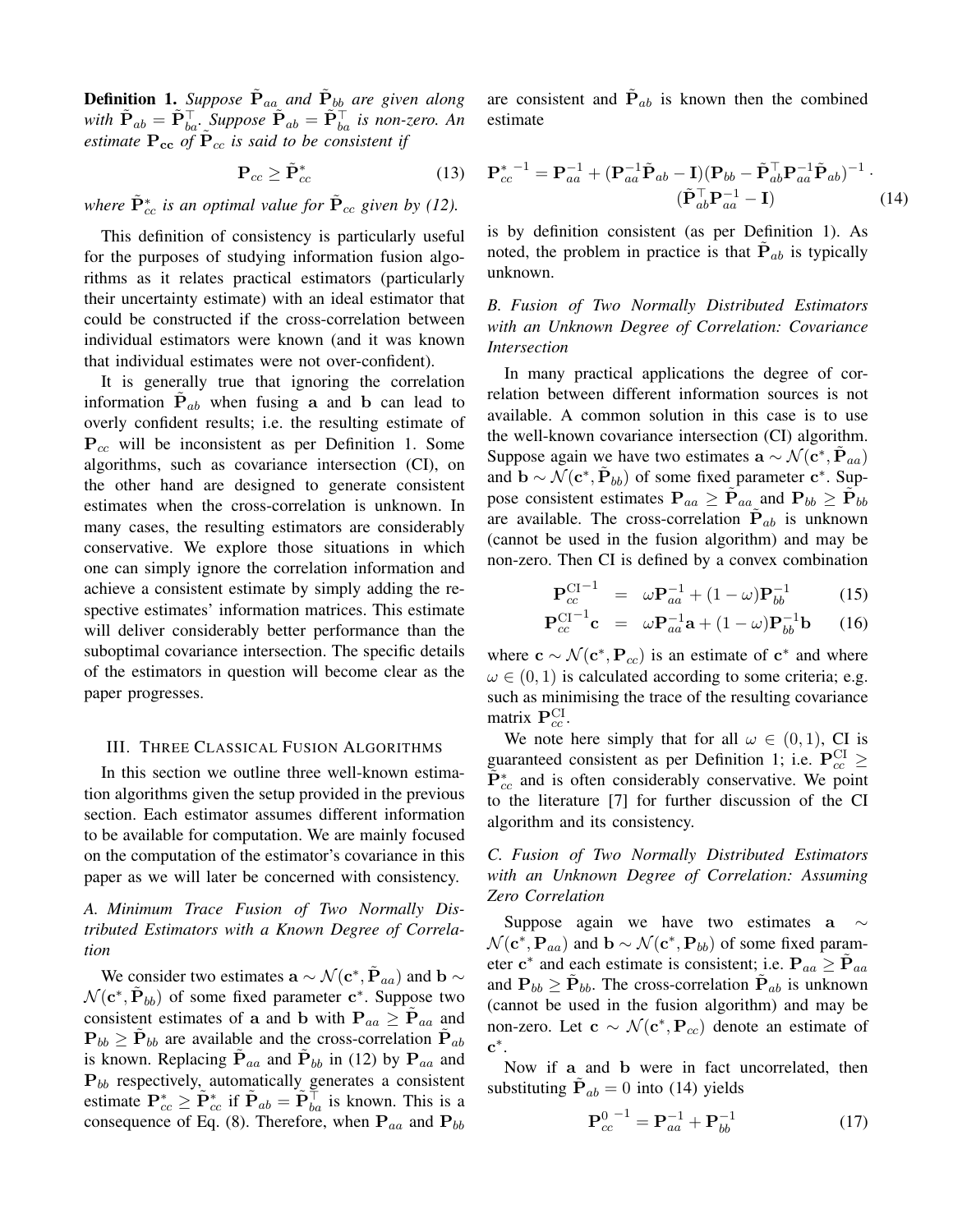**Definition 1.** *Suppose $\tilde{\mathbf{P}}_{aa}$ and $\tilde{\mathbf{P}}_{bb}$ are given along with $\tilde{\mathbf{P}}_{ab} = \tilde{\mathbf{P}}_{ba}^\top$. Suppose $\tilde{\mathbf{P}}_{ab} = \tilde{\mathbf{P}}_{ba}^\top$ is non-zero. An estimate $\mathbf{P_{cc}}$ of $\tilde{\mathbf{P}}_{cc}$ is said to be consistent if*

$$\mathbf{P}_{cc} \geq \tilde{\mathbf{P}}_{cc}^* \tag{13}$$

*where $\tilde{\mathbf{P}}_{cc}^*$ is an optimal value for $\tilde{\mathbf{P}}_{cc}$ given by (12).*

This definition of consistency is particularly useful for the purposes of studying information fusion algorithms as it relates practical estimators (particularly their uncertainty estimate) with an ideal estimator that could be constructed if the cross-correlation between individual estimators were known (and it was known that individual estimates were not over-confident).

It is generally true that ignoring the correlation information $\tilde{\mathbf{P}}_{ab}$ when fusing $\mathbf{a}$ and $\mathbf{b}$ can lead to overly confident results; i.e. the resulting estimate of $\mathbf{P}_{cc}$ will be inconsistent as per Definition 1. Some algorithms, such as covariance intersection (CI), on the other hand are designed to generate consistent estimates when the cross-correlation is unknown. In many cases, the resulting estimators are considerably conservative. We explore those situations in which one can simply ignore the correlation information and achieve a consistent estimate by simply adding the respective estimates' information matrices. This estimate will deliver considerably better performance than the suboptimal covariance intersection. The specific details of the estimators in question will become clear as the paper progresses.

## III. Three Classical Fusion Algorithms

In this section we outline three well-known estimation algorithms given the setup provided in the previous section. Each estimator assumes different information to be available for computation. We are mainly focused on the computation of the estimator's covariance in this paper as we will later be concerned with consistency.

### A. Minimum Trace Fusion of Two Normally Distributed Estimators with a Known Degree of Correlation

We consider two estimates $\mathbf{a} \sim \mathcal{N}(\mathbf{c}^*, \tilde{\mathbf{P}}_{aa})$ and $\mathbf{b} \sim \mathcal{N}(\mathbf{c}^*, \tilde{\mathbf{P}}_{bb})$ of some fixed parameter $\mathbf{c}^*$. Suppose two consistent estimates of $\mathbf{a}$ and $\mathbf{b}$ with $\mathbf{P}_{aa} \geq \tilde{\mathbf{P}}_{aa}$ and $\mathbf{P}_{bb} \geq \tilde{\mathbf{P}}_{bb}$ are available and the cross-correlation $\tilde{\mathbf{P}}_{ab}$ is known. Replacing $\tilde{\mathbf{P}}_{aa}$ and $\tilde{\mathbf{P}}_{bb}$ in (12) by $\mathbf{P}_{aa}$ and $\mathbf{P}_{bb}$ respectively, automatically generates a consistent estimate $\mathbf{P}_{cc}^* \geq \tilde{\mathbf{P}}_{cc}^*$ if $\tilde{\mathbf{P}}_{ab} = \tilde{\mathbf{P}}_{ba}^\top$ is known. This is a consequence of Eq. (8). Therefore, when $\mathbf{P}_{aa}$ and $\mathbf{P}_{bb}$ are consistent and $\tilde{\mathbf{P}}_{ab}$ is known then the combined estimate

$$\mathbf{P}_{cc}^{*\,-1} = \mathbf{P}_{aa}^{-1} + (\mathbf{P}_{aa}^{-1}\tilde{\mathbf{P}}_{ab} - \mathbf{I})(\mathbf{P}_{bb} - \tilde{\mathbf{P}}_{ab}^\top \mathbf{P}_{aa}^{-1}\tilde{\mathbf{P}}_{ab})^{-1} \cdot (\tilde{\mathbf{P}}_{ab}^\top \mathbf{P}_{aa}^{-1} - \mathbf{I}) \tag{14}$$

is by definition consistent (as per Definition 1). As noted, the problem in practice is that $\tilde{\mathbf{P}}_{ab}$ is typically unknown.

### B. Fusion of Two Normally Distributed Estimators with an Unknown Degree of Correlation: Covariance Intersection

In many practical applications the degree of correlation between different information sources is not available. A common solution in this case is to use the well-known covariance intersection (CI) algorithm. Suppose again we have two estimates $\mathbf{a} \sim \mathcal{N}(\mathbf{c}^*, \tilde{\mathbf{P}}_{aa})$ and $\mathbf{b} \sim \mathcal{N}(\mathbf{c}^*, \tilde{\mathbf{P}}_{bb})$ of some fixed parameter $\mathbf{c}^*$. Suppose consistent estimates $\mathbf{P}_{aa} \geq \tilde{\mathbf{P}}_{aa}$ and $\mathbf{P}_{bb} \geq \tilde{\mathbf{P}}_{bb}$ are available. The cross-correlation $\tilde{\mathbf{P}}_{ab}$ is unknown (cannot be used in the fusion algorithm) and may be non-zero. Then CI is defined by a convex combination

$$\mathbf{P}_{cc}^{\mathrm{CI}\,-1} = \omega \mathbf{P}_{aa}^{-1} + (1-\omega)\mathbf{P}_{bb}^{-1} \tag{15}$$

$$\mathbf{P}_{cc}^{\mathrm{CI}\,-1}\mathbf{c} = \omega \mathbf{P}_{aa}^{-1}\mathbf{a} + (1-\omega)\mathbf{P}_{bb}^{-1}\mathbf{b} \tag{16}$$

where $\mathbf{c} \sim \mathcal{N}(\mathbf{c}^*, \mathbf{P}_{cc})$ is an estimate of $\mathbf{c}^*$ and where $\omega \in (0,1)$ is calculated according to some criteria; e.g. such as minimising the trace of the resulting covariance matrix $\mathbf{P}_{cc}^{\mathrm{CI}}$.

We note here simply that for all $\omega \in (0,1)$, CI is guaranteed consistent as per Definition 1; i.e. $\mathbf{P}_{cc}^{\mathrm{CI}} \geq \tilde{\mathbf{P}}_{cc}^*$ and is often considerably conservative. We point to the literature [7] for further discussion of the CI algorithm and its consistency.

### C. Fusion of Two Normally Distributed Estimators with an Unknown Degree of Correlation: Assuming Zero Correlation

Suppose again we have two estimates $\mathbf{a} \sim \mathcal{N}(\mathbf{c}^*, \mathbf{P}_{aa})$ and $\mathbf{b} \sim \mathcal{N}(\mathbf{c}^*, \mathbf{P}_{bb})$ of some fixed parameter $\mathbf{c}^*$ and each estimate is consistent; i.e. $\mathbf{P}_{aa} \geq \tilde{\mathbf{P}}_{aa}$ and $\mathbf{P}_{bb} \geq \tilde{\mathbf{P}}_{bb}$. The cross-correlation $\tilde{\mathbf{P}}_{ab}$ is unknown (cannot be used in the fusion algorithm) and may be non-zero. Let $\mathbf{c} \sim \mathcal{N}(\mathbf{c}^*, \mathbf{P}_{cc})$ denote an estimate of $\mathbf{c}^*$.

Now if $\mathbf{a}$ and $\mathbf{b}$ were in fact uncorrelated, then substituting $\tilde{\mathbf{P}}_{ab} = 0$ into (14) yields

$$\mathbf{P}_{cc}^{0\,-1} = \mathbf{P}_{aa}^{-1} + \mathbf{P}_{bb}^{-1} \tag{17}$$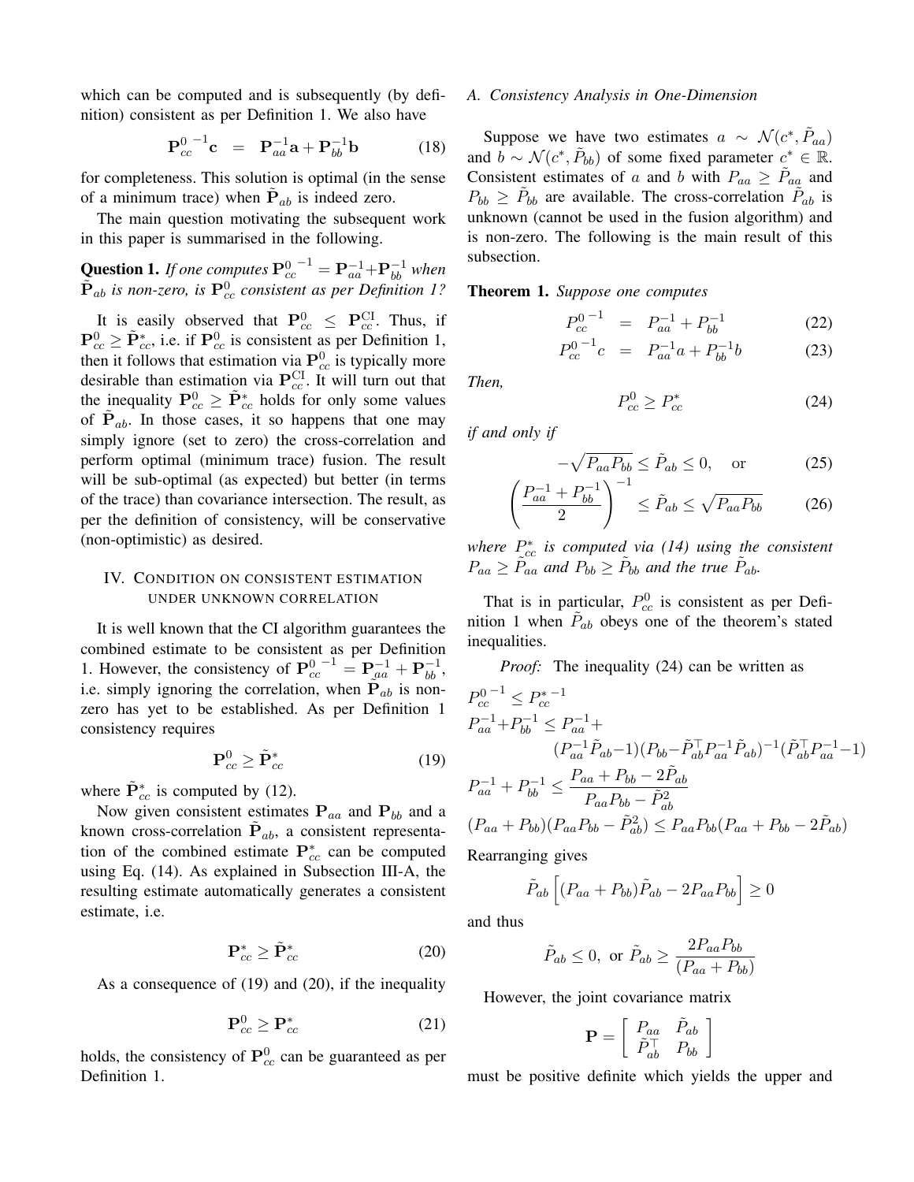which can be computed and is subsequently (by definition) consistent as per Definition 1. We also have

$$\mathbf{P}_{cc}^{0\,-1}\mathbf{c} \;\; = \;\; \mathbf{P}_{aa}^{-1}\mathbf{a} + \mathbf{P}_{bb}^{-1}\mathbf{b} \tag{18}$$

for completeness. This solution is optimal (in the sense of a minimum trace) when $\tilde{\mathbf{P}}_{ab}$ is indeed zero.

The main question motivating the subsequent work in this paper is summarised in the following.

**Question 1.** *If one computes* $\mathbf{P}_{cc}^{0\,-1} = \mathbf{P}_{aa}^{-1} + \mathbf{P}_{bb}^{-1}$ *when* $\tilde{\mathbf{P}}_{ab}$ *is non-zero, is* $\mathbf{P}_{cc}^{0}$ *consistent as per Definition 1?*

It is easily observed that $\mathbf{P}_{cc}^{0} \leq \mathbf{P}_{cc}^{\mathrm{CI}}$. Thus, if $\mathbf{P}_{cc}^{0} \geq \tilde{\mathbf{P}}_{cc}^{*}$, i.e. if $\mathbf{P}_{cc}^{0}$ is consistent as per Definition 1, then it follows that estimation via $\mathbf{P}_{cc}^{0}$ is typically more desirable than estimation via $\mathbf{P}_{cc}^{\mathrm{CI}}$. It will turn out that the inequality $\mathbf{P}_{cc}^{0} \geq \tilde{\mathbf{P}}_{cc}^{*}$ holds for only some values of $\tilde{\mathbf{P}}_{ab}$. In those cases, it so happens that one may simply ignore (set to zero) the cross-correlation and perform optimal (minimum trace) fusion. The result will be sub-optimal (as expected) but better (in terms of the trace) than covariance intersection. The result, as per the definition of consistency, will be conservative (non-optimistic) as desired.

## IV. Condition on consistent estimation under unknown correlation

It is well known that the CI algorithm guarantees the combined estimate to be consistent as per Definition 1. However, the consistency of $\mathbf{P}_{cc}^{0\,-1} = \mathbf{P}_{aa}^{-1} + \mathbf{P}_{bb}^{-1}$, i.e. simply ignoring the correlation, when $\tilde{\mathbf{P}}_{ab}$ is non-zero has yet to be established. As per Definition 1 consistency requires

$$\mathbf{P}_{cc}^{0} \geq \tilde{\mathbf{P}}_{cc}^{*} \tag{19}$$

where $\tilde{\mathbf{P}}_{cc}^{*}$ is computed by (12).

Now given consistent estimates $\mathbf{P}_{aa}$ and $\mathbf{P}_{bb}$ and a known cross-correlation $\tilde{\mathbf{P}}_{ab}$, a consistent representation of the combined estimate $\mathbf{P}_{cc}^{*}$ can be computed using Eq. (14). As explained in Subsection III-A, the resulting estimate automatically generates a consistent estimate, i.e.

$$\mathbf{P}_{cc}^{*} \geq \tilde{\mathbf{P}}_{cc}^{*} \tag{20}$$

As a consequence of (19) and (20), if the inequality

$$\mathbf{P}_{cc}^{0} \geq \mathbf{P}_{cc}^{*} \tag{21}$$

holds, the consistency of $\mathbf{P}_{cc}^{0}$ can be guaranteed as per Definition 1.

### A. Consistency Analysis in One-Dimension

Suppose we have two estimates $a \sim \mathcal{N}(c^*, \tilde{P}_{aa})$ and $b \sim \mathcal{N}(c^*, \tilde{P}_{bb})$ of some fixed parameter $c^* \in \mathbb{R}$. Consistent estimates of $a$ and $b$ with $P_{aa} \geq \tilde{P}_{aa}$ and $P_{bb} \geq \tilde{P}_{bb}$ are available. The cross-correlation $\tilde{P}_{ab}$ is unknown (cannot be used in the fusion algorithm) and is non-zero. The following is the main result of this subsection.

**Theorem 1.** *Suppose one computes*

$$P_{cc}^{0\,-1} \;\; = \;\; P_{aa}^{-1} + P_{bb}^{-1} \tag{22}$$

$$P_{cc}^{0\,-1}c \;\; = \;\; P_{aa}^{-1}a + P_{bb}^{-1}b \tag{23}$$

*Then,*

$$P_{cc}^{0} \geq P_{cc}^{*} \tag{24}$$

*if and only if*

$$-\sqrt{P_{aa}P_{bb}} \leq \tilde{P}_{ab} \leq 0, \quad \text{or} \tag{25}$$

$$\left(\frac{P_{aa}^{-1} + P_{bb}^{-1}}{2}\right)^{-1} \leq \tilde{P}_{ab} \leq \sqrt{P_{aa}P_{bb}} \tag{26}$$

*where* $P_{cc}^{*}$ *is computed via (14) using the consistent* $P_{aa} \geq \tilde{P}_{aa}$ *and* $P_{bb} \geq \tilde{P}_{bb}$ *and the true* $\tilde{P}_{ab}$*.*

That is in particular, $P_{cc}^{0}$ is consistent as per Definition 1 when $\tilde{P}_{ab}$ obeys one of the theorem's stated inequalities.

*Proof:* The inequality (24) can be written as

$$\begin{aligned}
&P_{cc}^{0\,-1} \leq P_{cc}^{*\,-1}\\
&P_{aa}^{-1}+P_{bb}^{-1} \leq P_{aa}^{-1}+\\
&\qquad (P_{aa}^{-1}\tilde{P}_{ab}-1)(P_{bb}-\tilde{P}_{ab}^{\top}P_{aa}^{-1}\tilde{P}_{ab})^{-1}(\tilde{P}_{ab}^{\top}P_{aa}^{-1}-1)\\
&P_{aa}^{-1} + P_{bb}^{-1} \leq \frac{P_{aa} + P_{bb} - 2\tilde{P}_{ab}}{P_{aa}P_{bb} - \tilde{P}_{ab}^{2}}\\
&(P_{aa} + P_{bb})(P_{aa}P_{bb} - \tilde{P}_{ab}^{2}) \leq P_{aa}P_{bb}(P_{aa} + P_{bb} - 2\tilde{P}_{ab})
\end{aligned}$$

Rearranging gives

$$\tilde{P}_{ab}\left[(P_{aa} + P_{bb})\tilde{P}_{ab} - 2P_{aa}P_{bb}\right] \geq 0$$

and thus

$$\tilde{P}_{ab} \leq 0, \text{ or } \tilde{P}_{ab} \geq \frac{2P_{aa}P_{bb}}{(P_{aa} + P_{bb})}$$

However, the joint covariance matrix

$$\mathbf{P} = \left[\begin{array}{cc} P_{aa} & \tilde{P}_{ab} \\ \tilde{P}_{ab}^{\top} & P_{bb} \end{array}\right]$$

must be positive definite which yields the upper and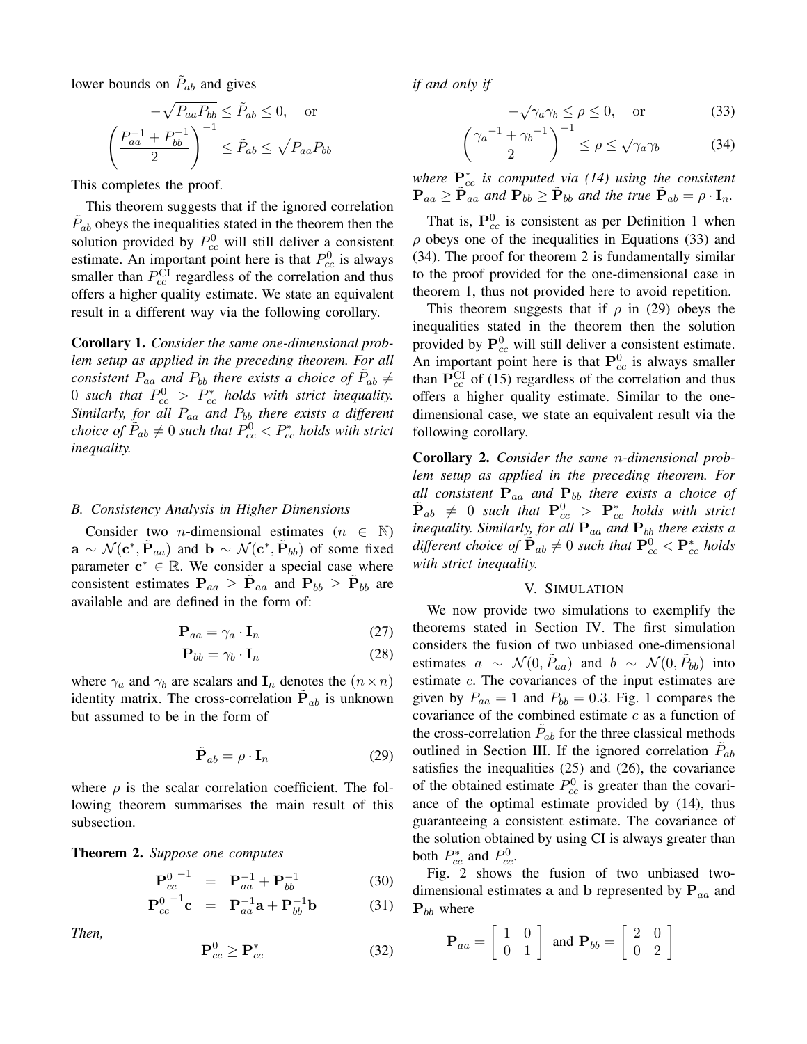lower bounds on $\tilde{P}_{ab}$ and gives

$$-\sqrt{P_{aa}P_{bb}} \leq \tilde{P}_{ab} \leq 0, \quad \text{or}$$

$$\left(\frac{P_{aa}^{-1} + P_{bb}^{-1}}{2}\right)^{-1} \leq \tilde{P}_{ab} \leq \sqrt{P_{aa}P_{bb}}$$

This completes the proof.

This theorem suggests that if the ignored correlation $\tilde{P}_{ab}$ obeys the inequalities stated in the theorem then the solution provided by $P_{cc}^0$ will still deliver a consistent estimate. An important point here is that $P_{cc}^0$ is always smaller than $P_{cc}^{\text{CI}}$ regardless of the correlation and thus offers a higher quality estimate. We state an equivalent result in a different way via the following corollary.

**Corollary 1.** *Consider the same one-dimensional problem setup as applied in the preceding theorem. For all consistent $P_{aa}$ and $P_{bb}$ there exists a choice of $\tilde{P}_{ab} \neq 0$ such that $P_{cc}^0 > P_{cc}^*$ holds with strict inequality. Similarly, for all $P_{aa}$ and $P_{bb}$ there exists a different choice of $\tilde{P}_{ab} \neq 0$ such that $P_{cc}^0 < P_{cc}^*$ holds with strict inequality.*

### B. Consistency Analysis in Higher Dimensions

Consider two $n$-dimensional estimates ($n \in \mathbb{N}$) $\mathbf{a} \sim \mathcal{N}(\mathbf{c}^*, \tilde{\mathbf{P}}_{aa})$ and $\mathbf{b} \sim \mathcal{N}(\mathbf{c}^*, \tilde{\mathbf{P}}_{bb})$ of some fixed parameter $\mathbf{c}^* \in \mathbb{R}$. We consider a special case where consistent estimates $\mathbf{P}_{aa} \geq \tilde{\mathbf{P}}_{aa}$ and $\mathbf{P}_{bb} \geq \tilde{\mathbf{P}}_{bb}$ are available and are defined in the form of:

$$\mathbf{P}_{aa} = \gamma_a \cdot \mathbf{I}_n \tag{27}$$

$$\mathbf{P}_{bb} = \gamma_b \cdot \mathbf{I}_n \tag{28}$$

where $\gamma_a$ and $\gamma_b$ are scalars and $\mathbf{I}_n$ denotes the $(n \times n)$ identity matrix. The cross-correlation $\tilde{\mathbf{P}}_{ab}$ is unknown but assumed to be in the form of

$$\tilde{\mathbf{P}}_{ab} = \rho \cdot \mathbf{I}_n \tag{29}$$

where $\rho$ is the scalar correlation coefficient. The following theorem summarises the main result of this subsection.

**Theorem 2.** *Suppose one computes*

$$\mathbf{P}_{cc}^{0\;-1} = \mathbf{P}_{aa}^{-1} + \mathbf{P}_{bb}^{-1} \tag{30}$$

$$\mathbf{P}_{cc}^{0\;-1}\mathbf{c} = \mathbf{P}_{aa}^{-1}\mathbf{a} + \mathbf{P}_{bb}^{-1}\mathbf{b} \tag{31}$$

*Then,*

$$\mathbf{P}_{cc}^0 \geq \mathbf{P}_{cc}^* \tag{32}$$

*if and only if*

$$-\sqrt{\gamma_a\gamma_b} \leq \rho \leq 0, \quad \text{or} \tag{33}$$

$$\left(\frac{{\gamma_a}^{-1} + {\gamma_b}^{-1}}{2}\right)^{-1} \leq \rho \leq \sqrt{\gamma_a\gamma_b} \tag{34}$$

*where $\mathbf{P}_{cc}^*$ is computed via (14) using the consistent $\mathbf{P}_{aa} \geq \tilde{\mathbf{P}}_{aa}$ and $\mathbf{P}_{bb} \geq \tilde{\mathbf{P}}_{bb}$ and the true $\tilde{\mathbf{P}}_{ab} = \rho \cdot \mathbf{I}_n$.*

That is, $\mathbf{P}_{cc}^0$ is consistent as per Definition 1 when $\rho$ obeys one of the inequalities in Equations (33) and (34). The proof for theorem 2 is fundamentally similar to the proof provided for the one-dimensional case in theorem 1, thus not provided here to avoid repetition.

This theorem suggests that if $\rho$ in (29) obeys the inequalities stated in the theorem then the solution provided by $\mathbf{P}_{cc}^0$ will still deliver a consistent estimate. An important point here is that $\mathbf{P}_{cc}^0$ is always smaller than $\mathbf{P}_{cc}^{\text{CI}}$ of (15) regardless of the correlation and thus offers a higher quality estimate. Similar to the one-dimensional case, we state an equivalent result via the following corollary.

**Corollary 2.** *Consider the same $n$-dimensional problem setup as applied in the preceding theorem. For all consistent $\mathbf{P}_{aa}$ and $\mathbf{P}_{bb}$ there exists a choice of $\tilde{\mathbf{P}}_{ab} \neq 0$ such that $\mathbf{P}_{cc}^0 > \mathbf{P}_{cc}^*$ holds with strict inequality. Similarly, for all $\mathbf{P}_{aa}$ and $\mathbf{P}_{bb}$ there exists a different choice of $\tilde{\mathbf{P}}_{ab} \neq 0$ such that $\mathbf{P}_{cc}^0 < \mathbf{P}_{cc}^*$ holds with strict inequality.*

## V. Simulation

We now provide two simulations to exemplify the theorems stated in Section IV. The first simulation considers the fusion of two unbiased one-dimensional estimates $a \sim \mathcal{N}(0, \tilde{P}_{aa})$ and $b \sim \mathcal{N}(0, \tilde{P}_{bb})$ into estimate $c$. The covariances of the input estimates are given by $P_{aa} = 1$ and $P_{bb} = 0.3$. Fig. 1 compares the covariance of the combined estimate $c$ as a function of the cross-correlation $\tilde{P}_{ab}$ for the three classical methods outlined in Section III. If the ignored correlation $\tilde{P}_{ab}$ satisfies the inequalities (25) and (26), the covariance of the obtained estimate $P_{cc}^0$ is greater than the covariance of the optimal estimate provided by (14), thus guaranteeing a consistent estimate. The covariance of the solution obtained by using CI is always greater than both $P_{cc}^*$ and $P_{cc}^0$.

Fig. 2 shows the fusion of two unbiased two-dimensional estimates $\mathbf{a}$ and $\mathbf{b}$ represented by $\mathbf{P}_{aa}$ and $\mathbf{P}_{bb}$ where

$$\mathbf{P}_{aa} = \begin{bmatrix} 1 & 0 \\ 0 & 1 \end{bmatrix} \text{ and } \mathbf{P}_{bb} = \begin{bmatrix} 2 & 0 \\ 0 & 2 \end{bmatrix}$$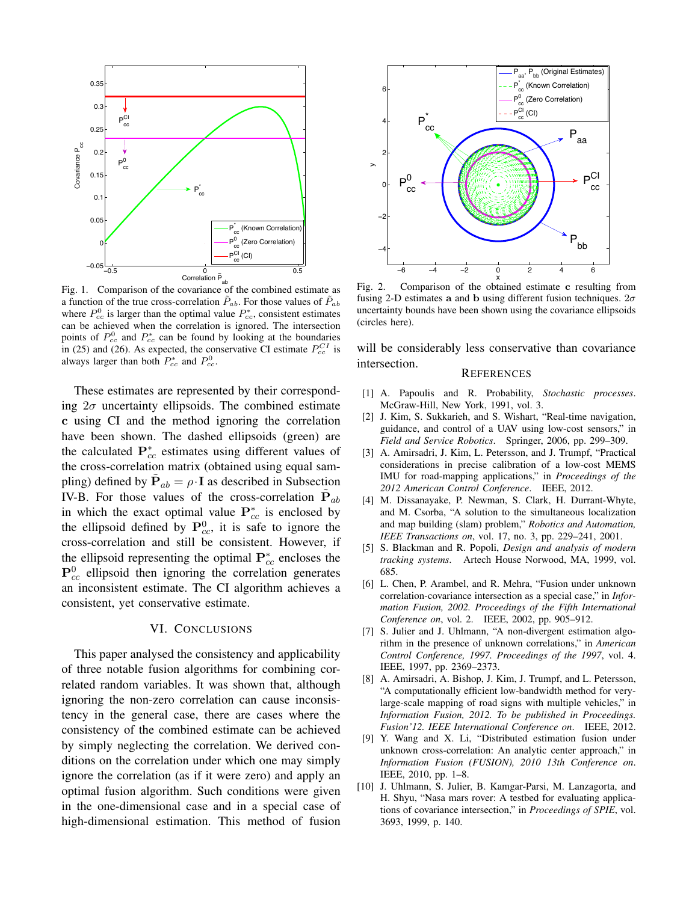Covariance $P_{cc}$

0.35

0.3

0.25

0.2

0.15

0.1

0.05

0

−0.05

−0.5

0

0.5

Correlation $\tilde{P}_{ab}$

$P_{cc}^{CI}$

$P_{cc}^{0}$

$P_{cc}^{*}$

$P_{cc}^{*}$ (Known Correlation)

$P_{cc}^{0}$ (Zero Correlation)

$P_{cc}^{CI}$ (CI)

Fig. 1. Comparison of the covariance of the combined estimate as a function of the true cross-correlation $\tilde{P}_{ab}$. For those values of $\tilde{P}_{ab}$ where $P_{cc}^0$ is larger than the optimal value $P_{cc}^*$, consistent estimates can be achieved when the correlation is ignored. The intersection points of $P_{cc}^0$ and $P_{cc}^*$ can be found by looking at the boundaries in (25) and (26). As expected, the conservative CI estimate $P_{cc}^{CI}$ is always larger than both $P_{cc}^*$ and $P_{cc}^0$.

y

6

4

2

0

−2

−4

−6

−4

−2

0

2

4

6

x

$P_{aa}$, $P_{bb}$ (Original Estimates)

$P_{cc}^{*}$ (Known Correlation)

$P_{cc}^{0}$ (Zero Correlation)

$P_{cc}^{CI}$ (CI)

$P_{cc}^{*}$

$P_{aa}$

$P_{cc}^{0}$

$P_{cc}^{CI}$

$P_{bb}$

Fig. 2. Comparison of the obtained estimate **c** resulting from fusing 2-D estimates **a** and **b** using different fusion techniques. $2\sigma$ uncertainty bounds have been shown using the covariance ellipsoids (circles here).

These estimates are represented by their corresponding $2\sigma$ uncertainty ellipsoids. The combined estimate **c** using CI and the method ignoring the correlation have been shown. The dashed ellipsoids (green) are the calculated $\mathbf{P}_{cc}^*$ estimates using different values of the cross-correlation matrix (obtained using equal sampling) defined by $\tilde{\mathbf{P}}_{ab} = \rho \cdot \mathbf{I}$ as described in Subsection IV-B. For those values of the cross-correlation $\tilde{\mathbf{P}}_{ab}$ in which the exact optimal value $\mathbf{P}_{cc}^*$ is enclosed by the ellipsoid defined by $\mathbf{P}_{cc}^0$, it is safe to ignore the cross-correlation and still be consistent. However, if the ellipsoid representing the optimal $\mathbf{P}_{cc}^*$ encloses the $\mathbf{P}_{cc}^0$ ellipsoid then ignoring the correlation generates an inconsistent estimate. The CI algorithm achieves a consistent, yet conservative estimate.

## VI. Conclusions

This paper analysed the consistency and applicability of three notable fusion algorithms for combining correlated random variables. It was shown that, although ignoring the non-zero correlation can cause inconsistency in the general case, there are cases where the consistency of the combined estimate can be achieved by simply neglecting the correlation. We derived conditions on the correlation under which one may simply ignore the correlation (as if it were zero) and apply an optimal fusion algorithm. Such conditions were given in the one-dimensional case and in a special case of high-dimensional estimation. This method of fusion will be considerably less conservative than covariance intersection.

## References

[1] A. Papoulis and R. Probability, *Stochastic processes*. McGraw-Hill, New York, 1991, vol. 3.

[2] J. Kim, S. Sukkarieh, and S. Wishart, "Real-time navigation, guidance, and control of a UAV using low-cost sensors," in *Field and Service Robotics*. Springer, 2006, pp. 299–309.

[3] A. Amirsadri, J. Kim, L. Petersson, and J. Trumpf, "Practical considerations in precise calibration of a low-cost MEMS IMU for road-mapping applications," in *Proceedings of the 2012 American Control Conference*. IEEE, 2012.

[4] M. Dissanayake, P. Newman, S. Clark, H. Durrant-Whyte, and M. Csorba, "A solution to the simultaneous localization and map building (slam) problem," *Robotics and Automation, IEEE Transactions on*, vol. 17, no. 3, pp. 229–241, 2001.

[5] S. Blackman and R. Popoli, *Design and analysis of modern tracking systems*. Artech House Norwood, MA, 1999, vol. 685.

[6] L. Chen, P. Arambel, and R. Mehra, "Fusion under unknown correlation-covariance intersection as a special case," in *Information Fusion, 2002. Proceedings of the Fifth International Conference on*, vol. 2. IEEE, 2002, pp. 905–912.

[7] S. Julier and J. Uhlmann, "A non-divergent estimation algorithm in the presence of unknown correlations," in *American Control Conference, 1997. Proceedings of the 1997*, vol. 4. IEEE, 1997, pp. 2369–2373.

[8] A. Amirsadri, A. Bishop, J. Kim, J. Trumpf, and L. Petersson, "A computationally efficient low-bandwidth method for very-large-scale mapping of road signs with multiple vehicles," in *Information Fusion, 2012. To be published in Proceedings. Fusion'12. IEEE International Conference on*. IEEE, 2012.

[9] Y. Wang and X. Li, "Distributed estimation fusion under unknown cross-correlation: An analytic center approach," in *Information Fusion (FUSION), 2010 13th Conference on*. IEEE, 2010, pp. 1–8.

[10] J. Uhlmann, S. Julier, B. Kamgar-Parsi, M. Lanzagorta, and H. Shyu, "Nasa mars rover: A testbed for evaluating applications of covariance intersection," in *Proceedings of SPIE*, vol. 3693, 1999, p. 140.